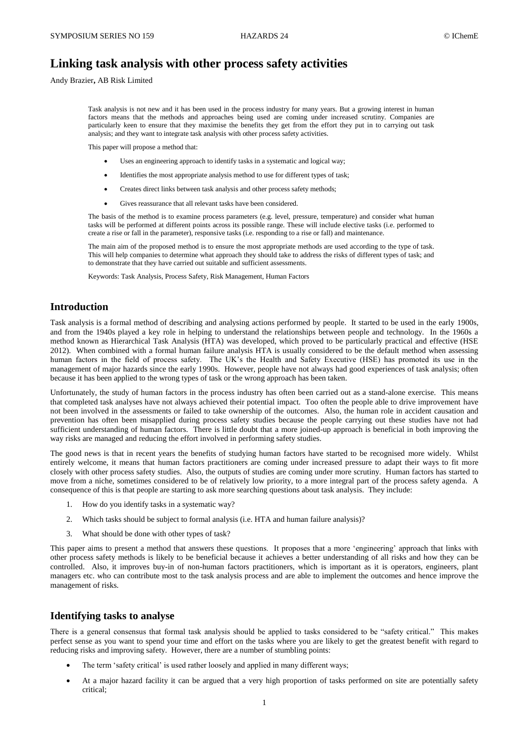# Linking task analysis with other process safety activities

Andy Brazier**,** AB Risk Limited

Task analysis is not new and it has been used in the process industry for many years. But a growing interest in human factors means that the methods and approaches being used are coming under increased scrutiny. Companies are particularly keen to ensure that they maximise the benefits they get from the effort they put in to carrying out task analysis; and they want to integrate task analysis with other process safety activities.

This paper will propose a method that:

- Uses an engineering approach to identify tasks in a systematic and logical way;
- Identifies the most appropriate analysis method to use for different types of task;
- Creates direct links between task analysis and other process safety methods;
- Gives reassurance that all relevant tasks have been considered.

The basis of the method is to examine process parameters (e.g. level, pressure, temperature) and consider what human tasks will be performed at different points across its possible range. These will include elective tasks (i.e. performed to create a rise or fall in the parameter), responsive tasks (i.e. responding to a rise or fall) and maintenance.

The main aim of the proposed method is to ensure the most appropriate methods are used according to the type of task. This will help companies to determine what approach they should take to address the risks of different types of task; and to demonstrate that they have carried out suitable and sufficient assessments.

Keywords: Task Analysis, Process Safety, Risk Management, Human Factors

## Introduction

Task analysis is a formal method of describing and analysing actions performed by people. It started to be used in the early 1900s, and from the 1940s played a key role in helping to understand the relationships between people and technology. In the 1960s a method known as Hierarchical Task Analysis (HTA) was developed, which proved to be particularly practical and effective (HSE 2012). When combined with a formal human failure analysis HTA is usually considered to be the default method when assessing human factors in the field of process safety. The UK's the Health and Safety Executive (HSE) has promoted its use in the management of major hazards since the early 1990s. However, people have not always had good experiences of task analysis; often because it has been applied to the wrong types of task or the wrong approach has been taken.

Unfortunately, the study of human factors in the process industry has often been carried out as a stand-alone exercise. This means that completed task analyses have not always achieved their potential impact. Too often the people able to drive improvement have not been involved in the assessments or failed to take ownership of the outcomes. Also, the human role in accident causation and prevention has often been misapplied during process safety studies because the people carrying out these studies have not had sufficient understanding of human factors. There is little doubt that a more joined-up approach is beneficial in both improving the way risks are managed and reducing the effort involved in performing safety studies.

The good news is that in recent years the benefits of studying human factors have started to be recognised more widely. Whilst entirely welcome, it means that human factors practitioners are coming under increased pressure to adapt their ways to fit more closely with other process safety studies. Also, the outputs of studies are coming under more scrutiny. Human factors has started to move from a niche, sometimes considered to be of relatively low priority, to a more integral part of the process safety agenda. A consequence of this is that people are starting to ask more searching questions about task analysis. They include:

1. How do you identify tasks in a systematic way?
2. Which tasks should be subject to formal analysis (i.e. HTA and human failure analysis)?
3. What should be done with other types of task?

This paper aims to present a method that answers these questions. It proposes that a more 'engineering' approach that links with other process safety methods is likely to be beneficial because it achieves a better understanding of all risks and how they can be controlled. Also, it improves buy-in of non-human factors practitioners, which is important as it is operators, engineers, plant managers etc. who can contribute most to the task analysis process and are able to implement the outcomes and hence improve the management of risks.

## Identifying tasks to analyse

There is a general consensus that formal task analysis should be applied to tasks considered to be "safety critical." This makes perfect sense as you want to spend your time and effort on the tasks where you are likely to get the greatest benefit with regard to reducing risks and improving safety. However, there are a number of stumbling points:

- The term 'safety critical' is used rather loosely and applied in many different ways;
- At a major hazard facility it can be argued that a very high proportion of tasks performed on site are potentially safety critical;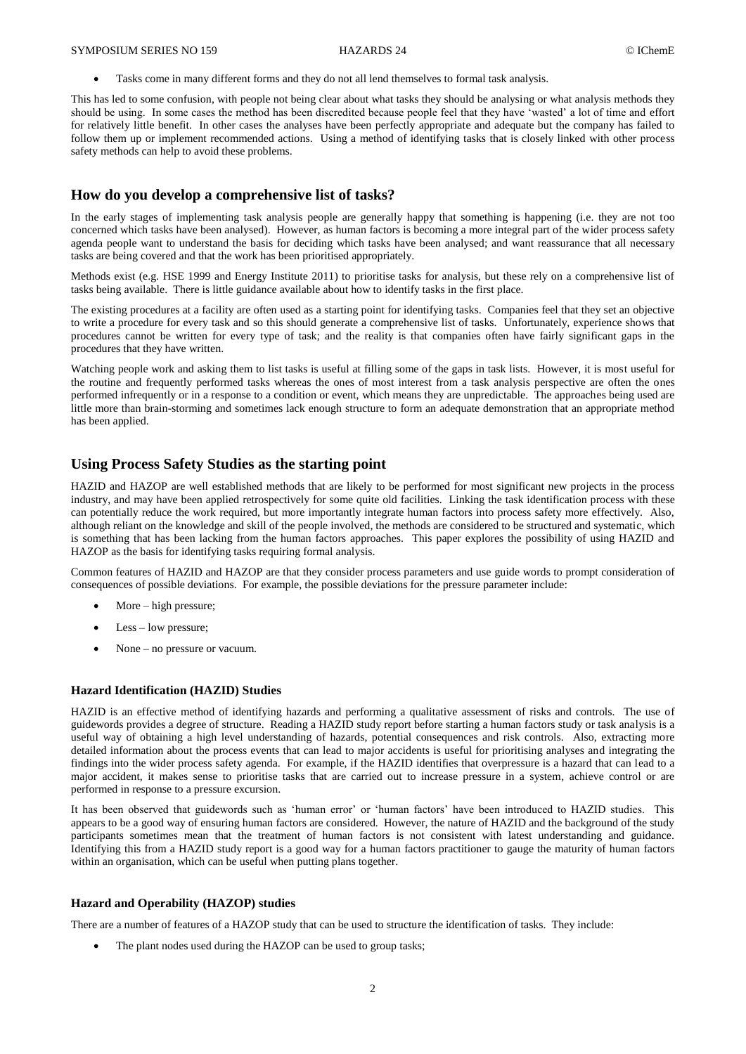- Tasks come in many different forms and they do not all lend themselves to formal task analysis.

This has led to some confusion, with people not being clear about what tasks they should be analysing or what analysis methods they should be using. In some cases the method has been discredited because people feel that they have 'wasted' a lot of time and effort for relatively little benefit. In other cases the analyses have been perfectly appropriate and adequate but the company has failed to follow them up or implement recommended actions. Using a method of identifying tasks that is closely linked with other process safety methods can help to avoid these problems.

## How do you develop a comprehensive list of tasks?

In the early stages of implementing task analysis people are generally happy that something is happening (i.e. they are not too concerned which tasks have been analysed). However, as human factors is becoming a more integral part of the wider process safety agenda people want to understand the basis for deciding which tasks have been analysed; and want reassurance that all necessary tasks are being covered and that the work has been prioritised appropriately.

Methods exist (e.g. HSE 1999 and Energy Institute 2011) to prioritise tasks for analysis, but these rely on a comprehensive list of tasks being available. There is little guidance available about how to identify tasks in the first place.

The existing procedures at a facility are often used as a starting point for identifying tasks. Companies feel that they set an objective to write a procedure for every task and so this should generate a comprehensive list of tasks. Unfortunately, experience shows that procedures cannot be written for every type of task; and the reality is that companies often have fairly significant gaps in the procedures that they have written.

Watching people work and asking them to list tasks is useful at filling some of the gaps in task lists. However, it is most useful for the routine and frequently performed tasks whereas the ones of most interest from a task analysis perspective are often the ones performed infrequently or in a response to a condition or event, which means they are unpredictable. The approaches being used are little more than brain-storming and sometimes lack enough structure to form an adequate demonstration that an appropriate method has been applied.

## Using Process Safety Studies as the starting point

HAZID and HAZOP are well established methods that are likely to be performed for most significant new projects in the process industry, and may have been applied retrospectively for some quite old facilities. Linking the task identification process with these can potentially reduce the work required, but more importantly integrate human factors into process safety more effectively. Also, although reliant on the knowledge and skill of the people involved, the methods are considered to be structured and systematic, which is something that has been lacking from the human factors approaches. This paper explores the possibility of using HAZID and HAZOP as the basis for identifying tasks requiring formal analysis.

Common features of HAZID and HAZOP are that they consider process parameters and use guide words to prompt consideration of consequences of possible deviations. For example, the possible deviations for the pressure parameter include:

- More – high pressure;
- Less – low pressure;
- None – no pressure or vacuum.

### Hazard Identification (HAZID) Studies

HAZID is an effective method of identifying hazards and performing a qualitative assessment of risks and controls. The use of guidewords provides a degree of structure. Reading a HAZID study report before starting a human factors study or task analysis is a useful way of obtaining a high level understanding of hazards, potential consequences and risk controls. Also, extracting more detailed information about the process events that can lead to major accidents is useful for prioritising analyses and integrating the findings into the wider process safety agenda. For example, if the HAZID identifies that overpressure is a hazard that can lead to a major accident, it makes sense to prioritise tasks that are carried out to increase pressure in a system, achieve control or are performed in response to a pressure excursion.

It has been observed that guidewords such as 'human error' or 'human factors' have been introduced to HAZID studies. This appears to be a good way of ensuring human factors are considered. However, the nature of HAZID and the background of the study participants sometimes mean that the treatment of human factors is not consistent with latest understanding and guidance. Identifying this from a HAZID study report is a good way for a human factors practitioner to gauge the maturity of human factors within an organisation, which can be useful when putting plans together.

### Hazard and Operability (HAZOP) studies

There are a number of features of a HAZOP study that can be used to structure the identification of tasks. They include:

- The plant nodes used during the HAZOP can be used to group tasks;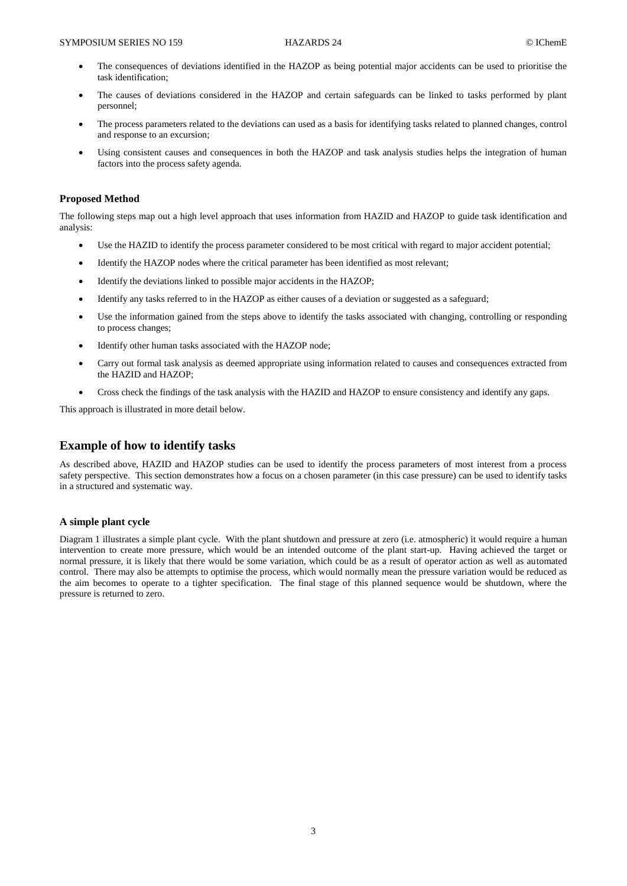- The consequences of deviations identified in the HAZOP as being potential major accidents can be used to prioritise the task identification;
- The causes of deviations considered in the HAZOP and certain safeguards can be linked to tasks performed by plant personnel;
- The process parameters related to the deviations can used as a basis for identifying tasks related to planned changes, control and response to an excursion;
- Using consistent causes and consequences in both the HAZOP and task analysis studies helps the integration of human factors into the process safety agenda.

### Proposed Method

The following steps map out a high level approach that uses information from HAZID and HAZOP to guide task identification and analysis:

- Use the HAZID to identify the process parameter considered to be most critical with regard to major accident potential;
- Identify the HAZOP nodes where the critical parameter has been identified as most relevant;
- Identify the deviations linked to possible major accidents in the HAZOP;
- Identify any tasks referred to in the HAZOP as either causes of a deviation or suggested as a safeguard;
- Use the information gained from the steps above to identify the tasks associated with changing, controlling or responding to process changes;
- Identify other human tasks associated with the HAZOP node;
- Carry out formal task analysis as deemed appropriate using information related to causes and consequences extracted from the HAZID and HAZOP;
- Cross check the findings of the task analysis with the HAZID and HAZOP to ensure consistency and identify any gaps.

This approach is illustrated in more detail below.

## Example of how to identify tasks

As described above, HAZID and HAZOP studies can be used to identify the process parameters of most interest from a process safety perspective. This section demonstrates how a focus on a chosen parameter (in this case pressure) can be used to identify tasks in a structured and systematic way.

### A simple plant cycle

Diagram 1 illustrates a simple plant cycle. With the plant shutdown and pressure at zero (i.e. atmospheric) it would require a human intervention to create more pressure, which would be an intended outcome of the plant start-up. Having achieved the target or normal pressure, it is likely that there would be some variation, which could be as a result of operator action as well as automated control. There may also be attempts to optimise the process, which would normally mean the pressure variation would be reduced as the aim becomes to operate to a tighter specification. The final stage of this planned sequence would be shutdown, where the pressure is returned to zero.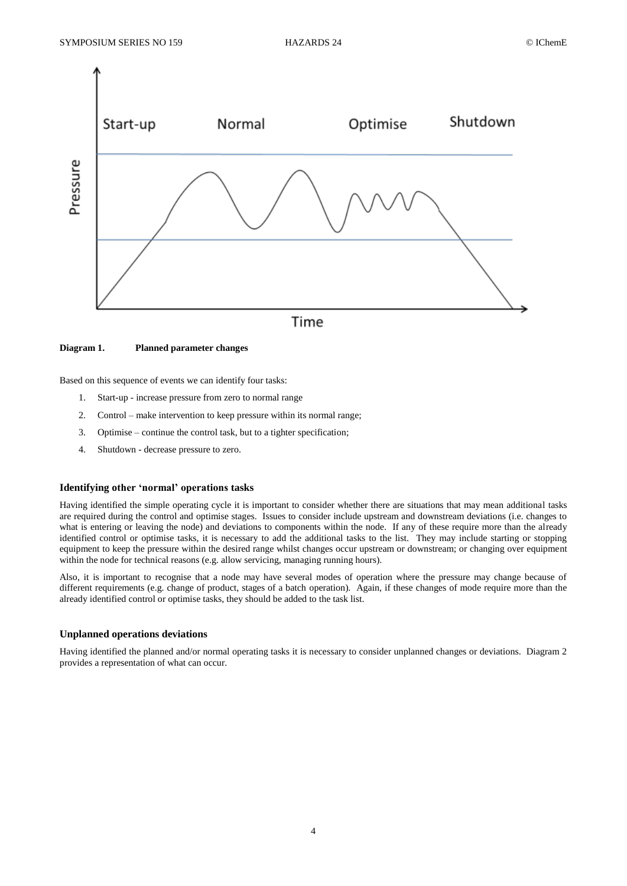**Diagram 1. Planned parameter changes**

Based on this sequence of events we can identify four tasks:

1. Start-up - increase pressure from zero to normal range
2. Control – make intervention to keep pressure within its normal range;
3. Optimise – continue the control task, but to a tighter specification;
4. Shutdown - decrease pressure to zero.

### Identifying other 'normal' operations tasks

Having identified the simple operating cycle it is important to consider whether there are situations that may mean additional tasks are required during the control and optimise stages. Issues to consider include upstream and downstream deviations (i.e. changes to what is entering or leaving the node) and deviations to components within the node. If any of these require more than the already identified control or optimise tasks, it is necessary to add the additional tasks to the list. They may include starting or stopping equipment to keep the pressure within the desired range whilst changes occur upstream or downstream; or changing over equipment within the node for technical reasons (e.g. allow servicing, managing running hours).

Also, it is important to recognise that a node may have several modes of operation where the pressure may change because of different requirements (e.g. change of product, stages of a batch operation). Again, if these changes of mode require more than the already identified control or optimise tasks, they should be added to the task list.

### Unplanned operations deviations

Having identified the planned and/or normal operating tasks it is necessary to consider unplanned changes or deviations. Diagram 2 provides a representation of what can occur.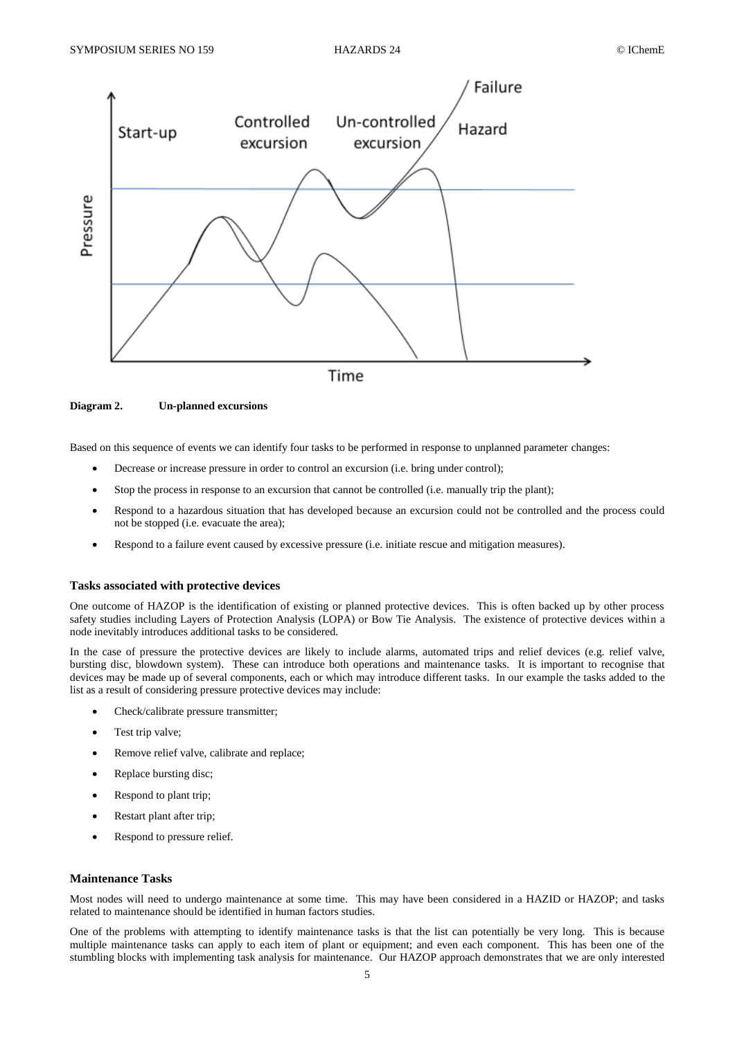**Diagram 2. Un-planned excursions**

Based on this sequence of events we can identify four tasks to be performed in response to unplanned parameter changes:

- Decrease or increase pressure in order to control an excursion (i.e. bring under control);
- Stop the process in response to an excursion that cannot be controlled (i.e. manually trip the plant);
- Respond to a hazardous situation that has developed because an excursion could not be controlled and the process could not be stopped (i.e. evacuate the area);
- Respond to a failure event caused by excessive pressure (i.e. initiate rescue and mitigation measures).

### Tasks associated with protective devices

One outcome of HAZOP is the identification of existing or planned protective devices. This is often backed up by other process safety studies including Layers of Protection Analysis (LOPA) or Bow Tie Analysis. The existence of protective devices within a node inevitably introduces additional tasks to be considered.

In the case of pressure the protective devices are likely to include alarms, automated trips and relief devices (e.g. relief valve, bursting disc, blowdown system). These can introduce both operations and maintenance tasks. It is important to recognise that devices may be made up of several components, each or which may introduce different tasks. In our example the tasks added to the list as a result of considering pressure protective devices may include:

- Check/calibrate pressure transmitter;
- Test trip valve;
- Remove relief valve, calibrate and replace;
- Replace bursting disc;
- Respond to plant trip;
- Restart plant after trip;
- Respond to pressure relief.

### Maintenance Tasks

Most nodes will need to undergo maintenance at some time. This may have been considered in a HAZID or HAZOP; and tasks related to maintenance should be identified in human factors studies.

One of the problems with attempting to identify maintenance tasks is that the list can potentially be very long. This is because multiple maintenance tasks can apply to each item of plant or equipment; and even each component. This has been one of the stumbling blocks with implementing task analysis for maintenance. Our HAZOP approach demonstrates that we are only interested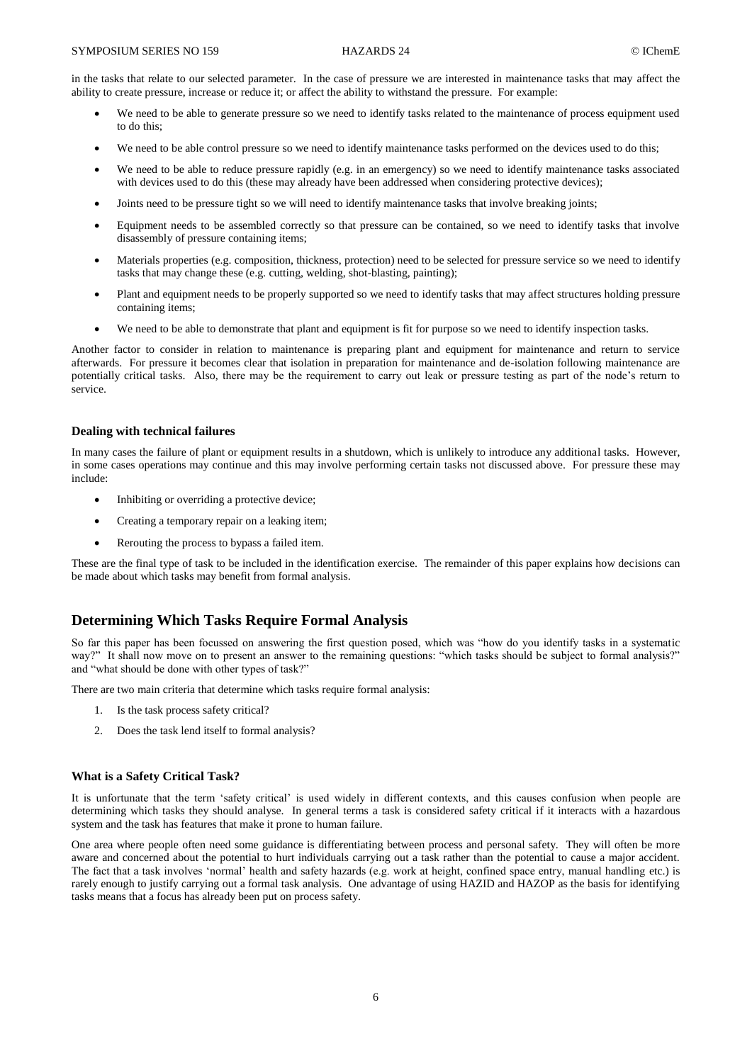in the tasks that relate to our selected parameter. In the case of pressure we are interested in maintenance tasks that may affect the ability to create pressure, increase or reduce it; or affect the ability to withstand the pressure. For example:

- We need to be able to generate pressure so we need to identify tasks related to the maintenance of process equipment used to do this;
- We need to be able control pressure so we need to identify maintenance tasks performed on the devices used to do this;
- We need to be able to reduce pressure rapidly (e.g. in an emergency) so we need to identify maintenance tasks associated with devices used to do this (these may already have been addressed when considering protective devices);
- Joints need to be pressure tight so we will need to identify maintenance tasks that involve breaking joints;
- Equipment needs to be assembled correctly so that pressure can be contained, so we need to identify tasks that involve disassembly of pressure containing items;
- Materials properties (e.g. composition, thickness, protection) need to be selected for pressure service so we need to identify tasks that may change these (e.g. cutting, welding, shot-blasting, painting);
- Plant and equipment needs to be properly supported so we need to identify tasks that may affect structures holding pressure containing items;
- We need to be able to demonstrate that plant and equipment is fit for purpose so we need to identify inspection tasks.

Another factor to consider in relation to maintenance is preparing plant and equipment for maintenance and return to service afterwards. For pressure it becomes clear that isolation in preparation for maintenance and de-isolation following maintenance are potentially critical tasks. Also, there may be the requirement to carry out leak or pressure testing as part of the node's return to service.

### Dealing with technical failures

In many cases the failure of plant or equipment results in a shutdown, which is unlikely to introduce any additional tasks. However, in some cases operations may continue and this may involve performing certain tasks not discussed above. For pressure these may include:

- Inhibiting or overriding a protective device;
- Creating a temporary repair on a leaking item;
- Rerouting the process to bypass a failed item.

These are the final type of task to be included in the identification exercise. The remainder of this paper explains how decisions can be made about which tasks may benefit from formal analysis.

## Determining Which Tasks Require Formal Analysis

So far this paper has been focussed on answering the first question posed, which was "how do you identify tasks in a systematic way?" It shall now move on to present an answer to the remaining questions: "which tasks should be subject to formal analysis?" and "what should be done with other types of task?"

There are two main criteria that determine which tasks require formal analysis:

1. Is the task process safety critical?
2. Does the task lend itself to formal analysis?

### What is a Safety Critical Task?

It is unfortunate that the term 'safety critical' is used widely in different contexts, and this causes confusion when people are determining which tasks they should analyse. In general terms a task is considered safety critical if it interacts with a hazardous system and the task has features that make it prone to human failure.

One area where people often need some guidance is differentiating between process and personal safety. They will often be more aware and concerned about the potential to hurt individuals carrying out a task rather than the potential to cause a major accident. The fact that a task involves 'normal' health and safety hazards (e.g. work at height, confined space entry, manual handling etc.) is rarely enough to justify carrying out a formal task analysis. One advantage of using HAZID and HAZOP as the basis for identifying tasks means that a focus has already been put on process safety.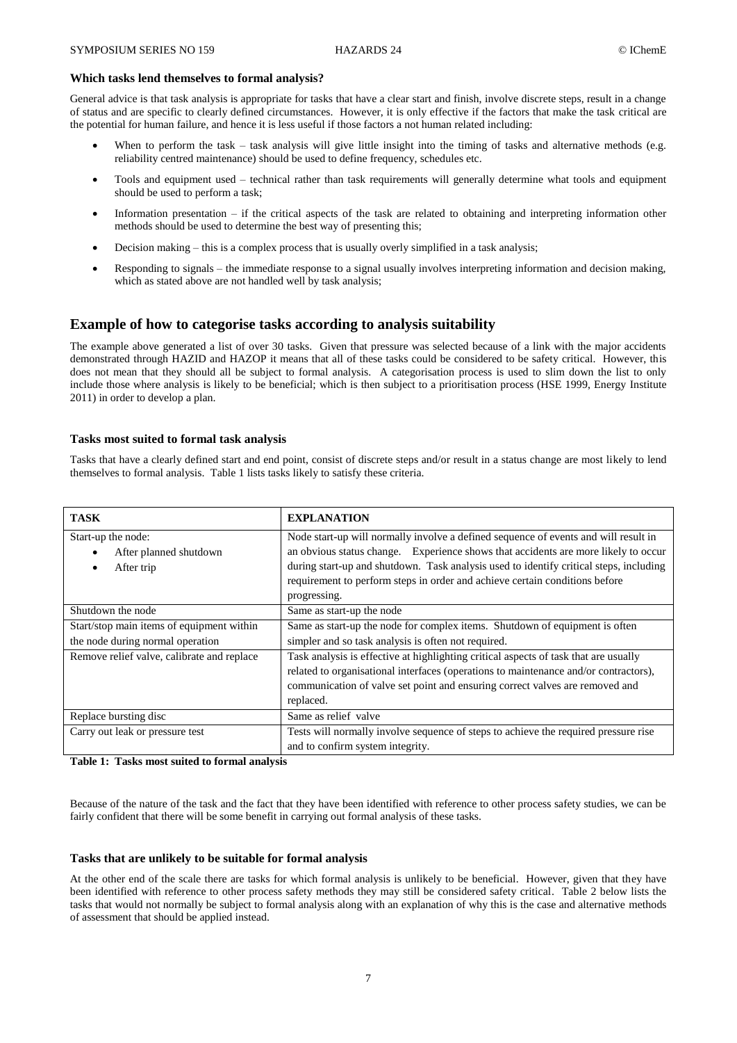### Which tasks lend themselves to formal analysis?

General advice is that task analysis is appropriate for tasks that have a clear start and finish, involve discrete steps, result in a change of status and are specific to clearly defined circumstances. However, it is only effective if the factors that make the task critical are the potential for human failure, and hence it is less useful if those factors a not human related including:

- When to perform the task – task analysis will give little insight into the timing of tasks and alternative methods (e.g. reliability centred maintenance) should be used to define frequency, schedules etc.
- Tools and equipment used – technical rather than task requirements will generally determine what tools and equipment should be used to perform a task;
- Information presentation – if the critical aspects of the task are related to obtaining and interpreting information other methods should be used to determine the best way of presenting this;
- Decision making – this is a complex process that is usually overly simplified in a task analysis;
- Responding to signals – the immediate response to a signal usually involves interpreting information and decision making, which as stated above are not handled well by task analysis;

## Example of how to categorise tasks according to analysis suitability

The example above generated a list of over 30 tasks. Given that pressure was selected because of a link with the major accidents demonstrated through HAZID and HAZOP it means that all of these tasks could be considered to be safety critical. However, this does not mean that they should all be subject to formal analysis. A categorisation process is used to slim down the list to only include those where analysis is likely to be beneficial; which is then subject to a prioritisation process (HSE 1999, Energy Institute 2011) in order to develop a plan.

### Tasks most suited to formal task analysis

Tasks that have a clearly defined start and end point, consist of discrete steps and/or result in a status change are most likely to lend themselves to formal analysis. Table 1 lists tasks likely to satisfy these criteria.

| TASK | EXPLANATION |
|---|---|
| Start-up the node:<br>• After planned shutdown<br>• After trip | Node start-up will normally involve a defined sequence of events and will result in an obvious status change. Experience shows that accidents are more likely to occur during start-up and shutdown. Task analysis used to identify critical steps, including requirement to perform steps in order and achieve certain conditions before progressing. |
| Shutdown the node | Same as start-up the node |
| Start/stop main items of equipment within the node during normal operation | Same as start-up the node for complex items. Shutdown of equipment is often simpler and so task analysis is often not required. |
| Remove relief valve, calibrate and replace | Task analysis is effective at highlighting critical aspects of task that are usually related to organisational interfaces (operations to maintenance and/or contractors), communication of valve set point and ensuring correct valves are removed and replaced. |
| Replace bursting disc | Same as relief valve |
| Carry out leak or pressure test | Tests will normally involve sequence of steps to achieve the required pressure rise and to confirm system integrity. |

**Table 1: Tasks most suited to formal analysis**

Because of the nature of the task and the fact that they have been identified with reference to other process safety studies, we can be fairly confident that there will be some benefit in carrying out formal analysis of these tasks.

### Tasks that are unlikely to be suitable for formal analysis

At the other end of the scale there are tasks for which formal analysis is unlikely to be beneficial. However, given that they have been identified with reference to other process safety methods they may still be considered safety critical. Table 2 below lists the tasks that would not normally be subject to formal analysis along with an explanation of why this is the case and alternative methods of assessment that should be applied instead.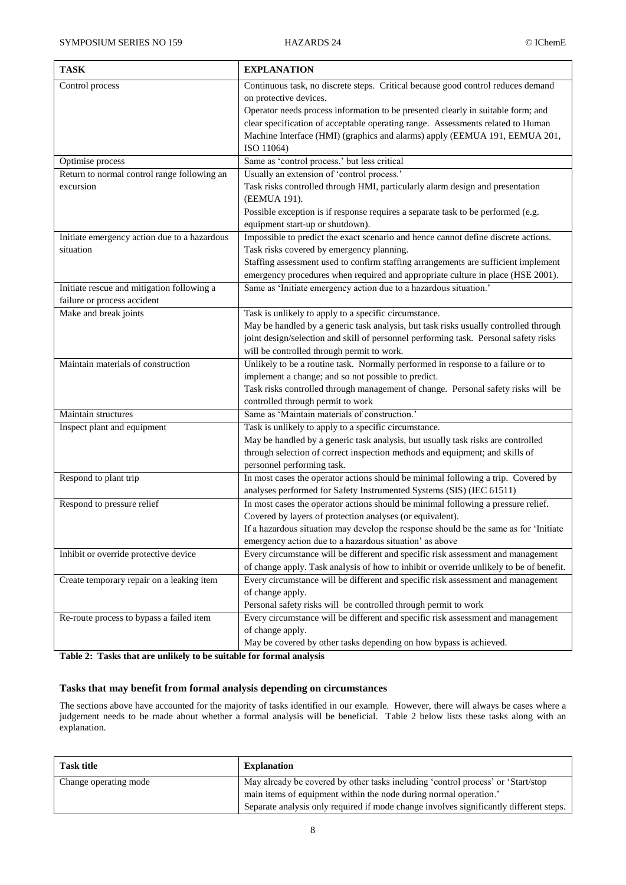| TASK | EXPLANATION |
|---|---|
| Control process | Continuous task, no discrete steps. Critical because good control reduces demand on protective devices.<br>Operator needs process information to be presented clearly in suitable form; and clear specification of acceptable operating range. Assessments related to Human Machine Interface (HMI) (graphics and alarms) apply (EEMUA 191, EEMUA 201, ISO 11064) |
| Optimise process | Same as 'control process.' but less critical |
| Return to normal control range following an excursion | Usually an extension of 'control process.'<br>Task risks controlled through HMI, particularly alarm design and presentation (EEMUA 191).<br>Possible exception is if response requires a separate task to be performed (e.g. equipment start-up or shutdown). |
| Initiate emergency action due to a hazardous situation | Impossible to predict the exact scenario and hence cannot define discrete actions. Task risks covered by emergency planning.<br>Staffing assessment used to confirm staffing arrangements are sufficient implement emergency procedures when required and appropriate culture in place (HSE 2001). |
| Initiate rescue and mitigation following a failure or process accident | Same as 'Initiate emergency action due to a hazardous situation.' |
| Make and break joints | Task is unlikely to apply to a specific circumstance.<br>May be handled by a generic task analysis, but task risks usually controlled through joint design/selection and skill of personnel performing task. Personal safety risks will be controlled through permit to work. |
| Maintain materials of construction | Unlikely to be a routine task. Normally performed in response to a failure or to implement a change; and so not possible to predict.<br>Task risks controlled through management of change. Personal safety risks will be controlled through permit to work |
| Maintain structures | Same as 'Maintain materials of construction.' |
| Inspect plant and equipment | Task is unlikely to apply to a specific circumstance.<br>May be handled by a generic task analysis, but usually task risks are controlled through selection of correct inspection methods and equipment; and skills of personnel performing task. |
| Respond to plant trip | In most cases the operator actions should be minimal following a trip. Covered by analyses performed for Safety Instrumented Systems (SIS) (IEC 61511) |
| Respond to pressure relief | In most cases the operator actions should be minimal following a pressure relief. Covered by layers of protection analyses (or equivalent).<br>If a hazardous situation may develop the response should be the same as for 'Initiate emergency action due to a hazardous situation' as above |
| Inhibit or override protective device | Every circumstance will be different and specific risk assessment and management of change apply. Task analysis of how to inhibit or override unlikely to be of benefit. |
| Create temporary repair on a leaking item | Every circumstance will be different and specific risk assessment and management of change apply.<br>Personal safety risks will be controlled through permit to work |
| Re-route process to bypass a failed item | Every circumstance will be different and specific risk assessment and management of change apply.<br>May be covered by other tasks depending on how bypass is achieved. |

**Table 2: Tasks that are unlikely to be suitable for formal analysis**

### Tasks that may benefit from formal analysis depending on circumstances

The sections above have accounted for the majority of tasks identified in our example. However, there will always be cases where a judgement needs to be made about whether a formal analysis will be beneficial. Table 2 below lists these tasks along with an explanation.

| Task title | Explanation |
|---|---|
| Change operating mode | May already be covered by other tasks including 'control process' or 'Start/stop main items of equipment within the node during normal operation.'<br>Separate analysis only required if mode change involves significantly different steps. |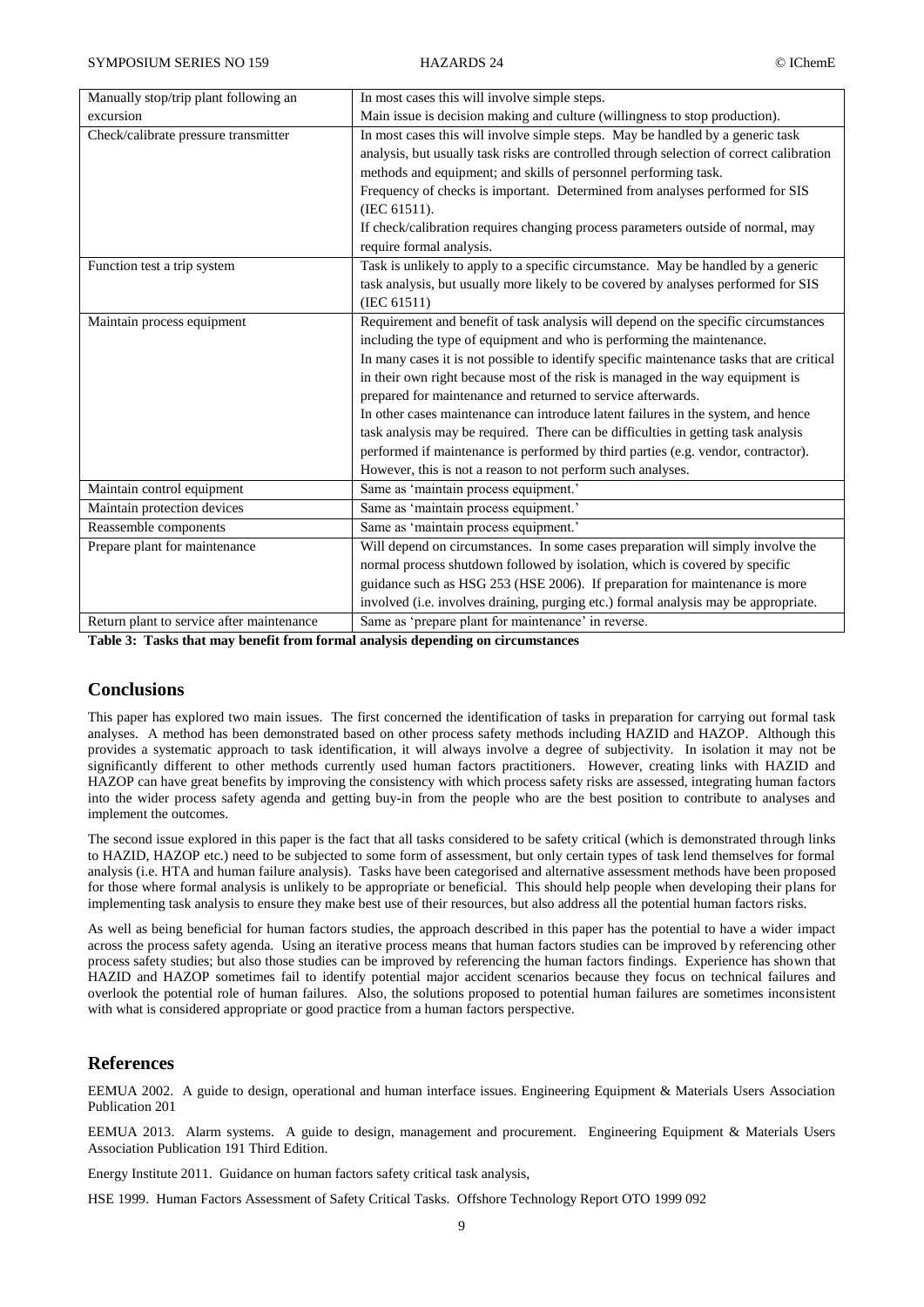| Manually stop/trip plant following an excursion | In most cases this will involve simple steps. Main issue is decision making and culture (willingness to stop production). |
|---|---|
| Check/calibrate pressure transmitter | In most cases this will involve simple steps. May be handled by a generic task analysis, but usually task risks are controlled through selection of correct calibration methods and equipment; and skills of personnel performing task. Frequency of checks is important. Determined from analyses performed for SIS (IEC 61511). If check/calibration requires changing process parameters outside of normal, may require formal analysis. |
| Function test a trip system | Task is unlikely to apply to a specific circumstance. May be handled by a generic task analysis, but usually more likely to be covered by analyses performed for SIS (IEC 61511) |
| Maintain process equipment | Requirement and benefit of task analysis will depend on the specific circumstances including the type of equipment and who is performing the maintenance. In many cases it is not possible to identify specific maintenance tasks that are critical in their own right because most of the risk is managed in the way equipment is prepared for maintenance and returned to service afterwards. In other cases maintenance can introduce latent failures in the system, and hence task analysis may be required. There can be difficulties in getting task analysis performed if maintenance is performed by third parties (e.g. vendor, contractor). However, this is not a reason to not perform such analyses. |
| Maintain control equipment | Same as 'maintain process equipment.' |
| Maintain protection devices | Same as 'maintain process equipment.' |
| Reassemble components | Same as 'maintain process equipment.' |
| Prepare plant for maintenance | Will depend on circumstances. In some cases preparation will simply involve the normal process shutdown followed by isolation, which is covered by specific guidance such as HSG 253 (HSE 2006). If preparation for maintenance is more involved (i.e. involves draining, purging etc.) formal analysis may be appropriate. |
| Return plant to service after maintenance | Same as 'prepare plant for maintenance' in reverse. |

**Table 3: Tasks that may benefit from formal analysis depending on circumstances**

## Conclusions

This paper has explored two main issues. The first concerned the identification of tasks in preparation for carrying out formal task analyses. A method has been demonstrated based on other process safety methods including HAZID and HAZOP. Although this provides a systematic approach to task identification, it will always involve a degree of subjectivity. In isolation it may not be significantly different to other methods currently used human factors practitioners. However, creating links with HAZID and HAZOP can have great benefits by improving the consistency with which process safety risks are assessed, integrating human factors into the wider process safety agenda and getting buy-in from the people who are the best position to contribute to analyses and implement the outcomes.

The second issue explored in this paper is the fact that all tasks considered to be safety critical (which is demonstrated through links to HAZID, HAZOP etc.) need to be subjected to some form of assessment, but only certain types of task lend themselves for formal analysis (i.e. HTA and human failure analysis). Tasks have been categorised and alternative assessment methods have been proposed for those where formal analysis is unlikely to be appropriate or beneficial. This should help people when developing their plans for implementing task analysis to ensure they make best use of their resources, but also address all the potential human factors risks.

As well as being beneficial for human factors studies, the approach described in this paper has the potential to have a wider impact across the process safety agenda. Using an iterative process means that human factors studies can be improved by referencing other process safety studies; but also those studies can be improved by referencing the human factors findings. Experience has shown that HAZID and HAZOP sometimes fail to identify potential major accident scenarios because they focus on technical failures and overlook the potential role of human failures. Also, the solutions proposed to potential human failures are sometimes inconsistent with what is considered appropriate or good practice from a human factors perspective.

## References

EEMUA 2002. A guide to design, operational and human interface issues. Engineering Equipment & Materials Users Association Publication 201

EEMUA 2013. Alarm systems. A guide to design, management and procurement. Engineering Equipment & Materials Users Association Publication 191 Third Edition.

Energy Institute 2011. Guidance on human factors safety critical task analysis,

HSE 1999. Human Factors Assessment of Safety Critical Tasks. Offshore Technology Report OTO 1999 092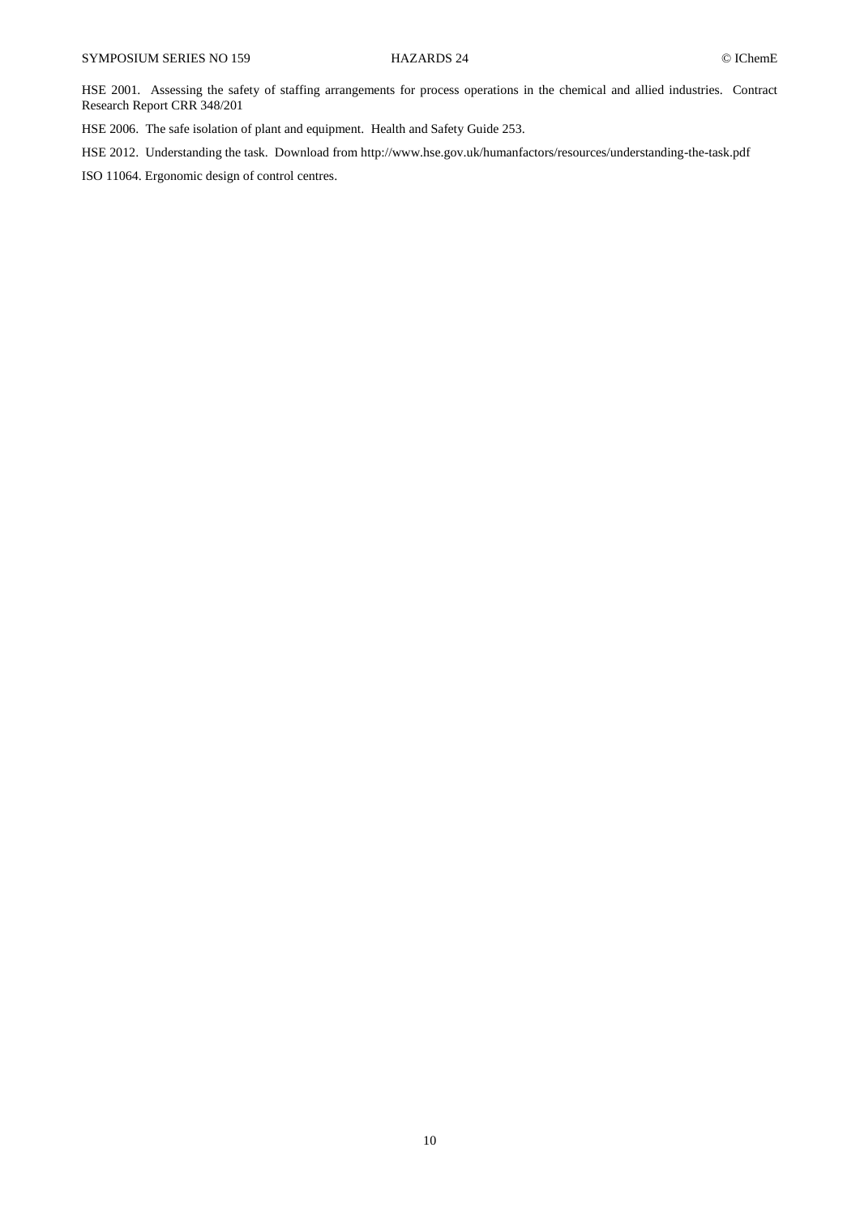HSE 2001. Assessing the safety of staffing arrangements for process operations in the chemical and allied industries. Contract Research Report CRR 348/201

HSE 2006. The safe isolation of plant and equipment. Health and Safety Guide 253.

HSE 2012. Understanding the task. Download from http://www.hse.gov.uk/humanfactors/resources/understanding-the-task.pdf

ISO 11064. Ergonomic design of control centres.